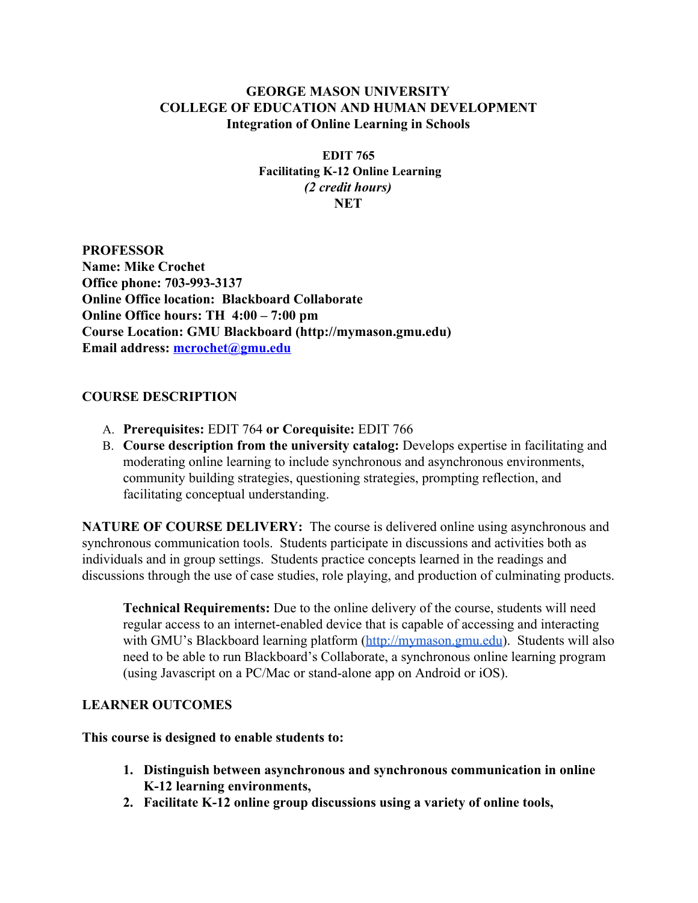# GEORGE MASON UNIVERSITY
# COLLEGE OF EDUCATION AND HUMAN DEVELOPMENT
## Integration of Online Learning in Schools

**EDIT 765**
**Facilitating K-12 Online Learning**
***(2 credit hours)***
**NET**

**PROFESSOR**
**Name: Mike Crochet**
**Office phone: 703-993-3137**
**Online Office location: Blackboard Collaborate**
**Online Office hours: TH 4:00 – 7:00 pm**
**Course Location: GMU Blackboard (http://mymason.gmu.edu)**
**Email address: [mcrochet@gmu.edu](mailto:mcrochet@gmu.edu)**

## COURSE DESCRIPTION

A. **Prerequisites:** EDIT 764 **or Corequisite:** EDIT 766
B. **Course description from the university catalog:** Develops expertise in facilitating and moderating online learning to include synchronous and asynchronous environments, community building strategies, questioning strategies, prompting reflection, and facilitating conceptual understanding.

**NATURE OF COURSE DELIVERY:** The course is delivered online using asynchronous and synchronous communication tools. Students participate in discussions and activities both as individuals and in group settings. Students practice concepts learned in the readings and discussions through the use of case studies, role playing, and production of culminating products.

> **Technical Requirements:** Due to the online delivery of the course, students will need regular access to an internet-enabled device that is capable of accessing and interacting with GMU's Blackboard learning platform (http://mymason.gmu.edu). Students will also need to be able to run Blackboard's Collaborate, a synchronous online learning program (using Javascript on a PC/Mac or stand-alone app on Android or iOS).

## LEARNER OUTCOMES

**This course is designed to enable students to:**

1. **Distinguish between asynchronous and synchronous communication in online K-12 learning environments,**
2. **Facilitate K-12 online group discussions using a variety of online tools,**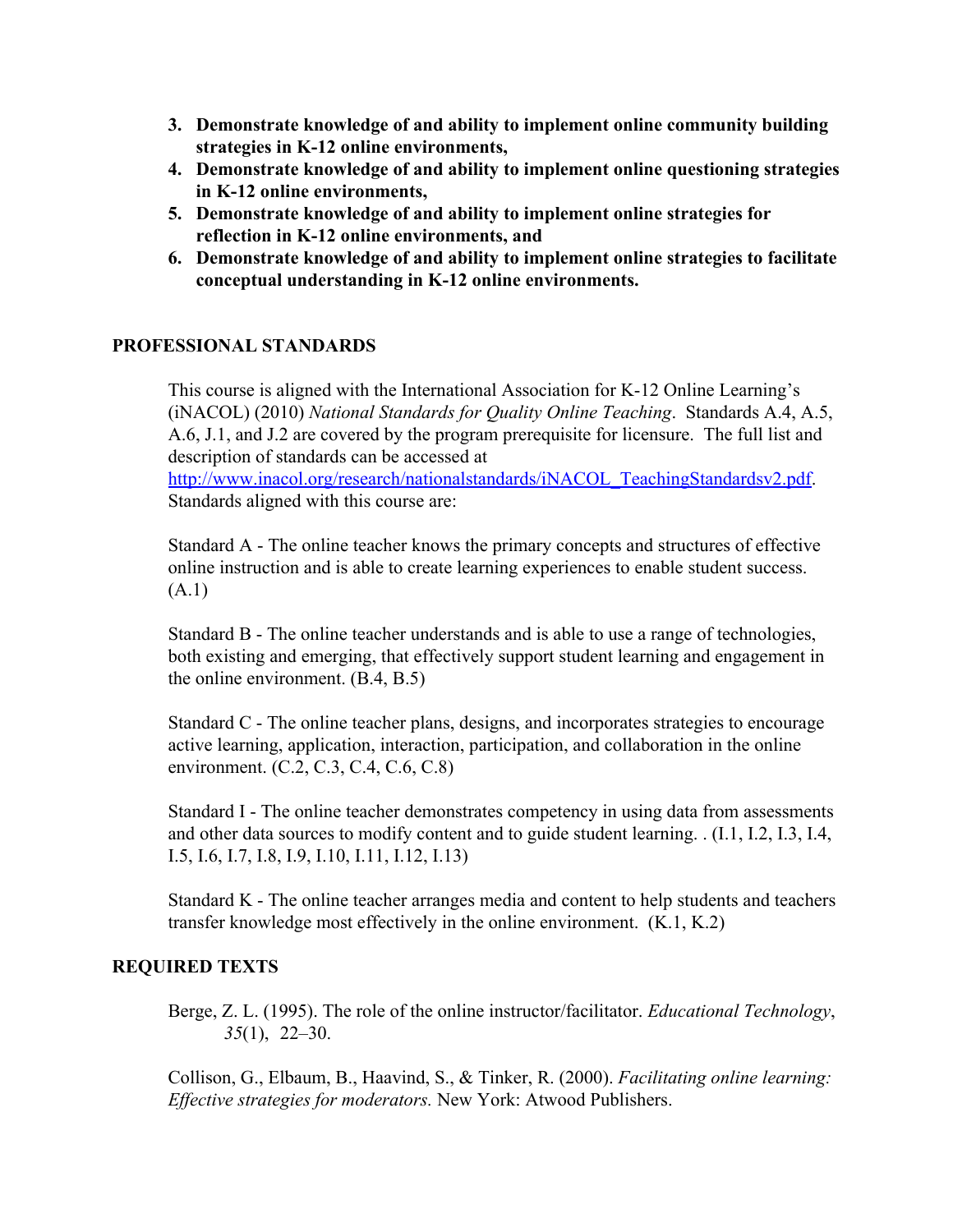3. **Demonstrate knowledge of and ability to implement online community building strategies in K-12 online environments,**
4. **Demonstrate knowledge of and ability to implement online questioning strategies in K-12 online environments,**
5. **Demonstrate knowledge of and ability to implement online strategies for reflection in K-12 online environments, and**
6. **Demonstrate knowledge of and ability to implement online strategies to facilitate conceptual understanding in K-12 online environments.**

## PROFESSIONAL STANDARDS

This course is aligned with the International Association for K-12 Online Learning's (iNACOL) (2010) *National Standards for Quality Online Teaching*. Standards A.4, A.5, A.6, J.1, and J.2 are covered by the program prerequisite for licensure. The full list and description of standards can be accessed at http://www.inacol.org/research/nationalstandards/iNACOL_TeachingStandardsv2.pdf. Standards aligned with this course are:

Standard A - The online teacher knows the primary concepts and structures of effective online instruction and is able to create learning experiences to enable student success. (A.1)

Standard B - The online teacher understands and is able to use a range of technologies, both existing and emerging, that effectively support student learning and engagement in the online environment. (B.4, B.5)

Standard C - The online teacher plans, designs, and incorporates strategies to encourage active learning, application, interaction, participation, and collaboration in the online environment. (C.2, C.3, C.4, C.6, C.8)

Standard I - The online teacher demonstrates competency in using data from assessments and other data sources to modify content and to guide student learning. . (I.1, I.2, I.3, I.4, I.5, I.6, I.7, I.8, I.9, I.10, I.11, I.12, I.13)

Standard K - The online teacher arranges media and content to help students and teachers transfer knowledge most effectively in the online environment. (K.1, K.2)

## REQUIRED TEXTS

Berge, Z. L. (1995). The role of the online instructor/facilitator. *Educational Technology*, *35*(1), 22–30.

Collison, G., Elbaum, B., Haavind, S., & Tinker, R. (2000). *Facilitating online learning: Effective strategies for moderators.* New York: Atwood Publishers.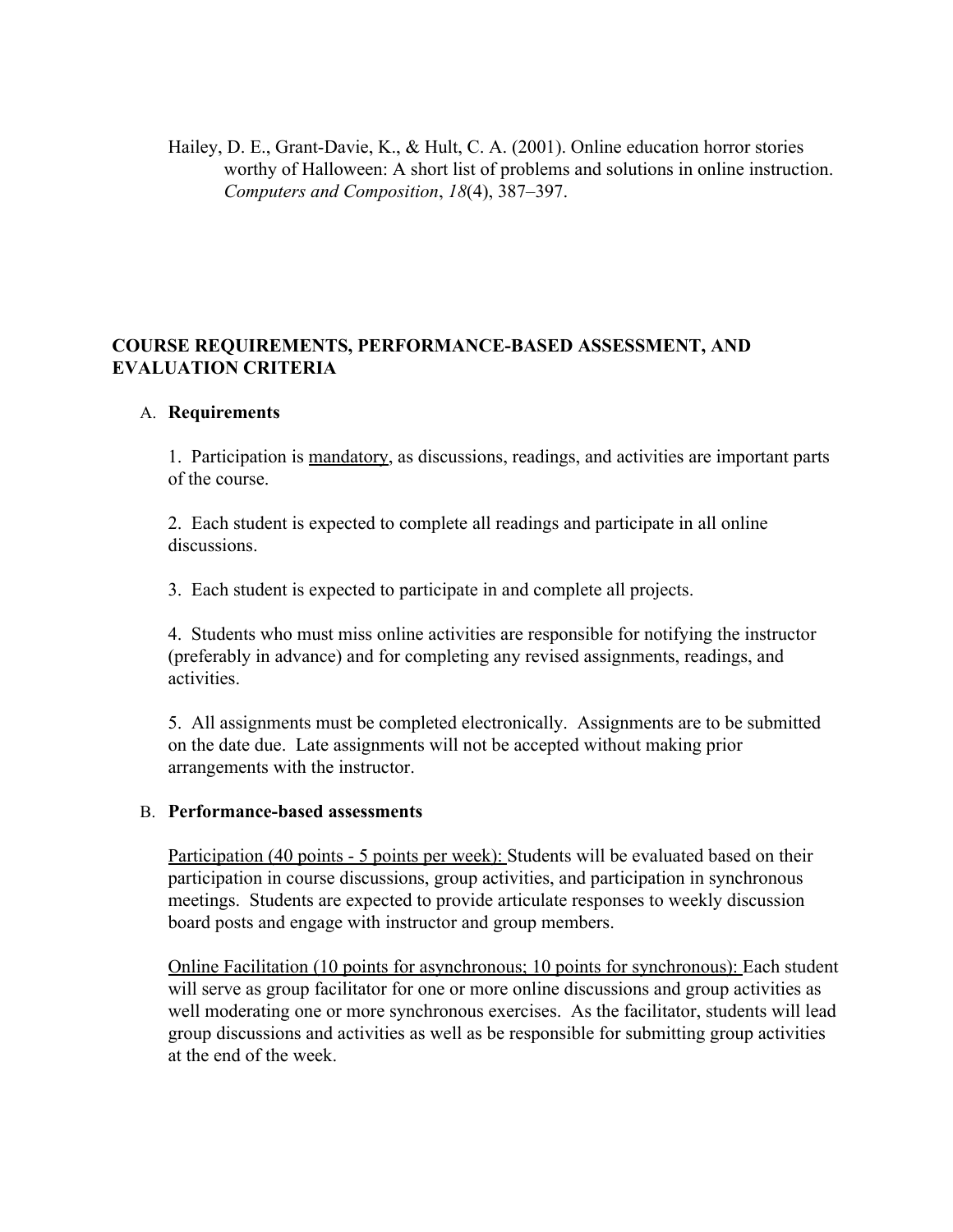Hailey, D. E., Grant-Davie, K., & Hult, C. A. (2001). Online education horror stories worthy of Halloween: A short list of problems and solutions in online instruction. *Computers and Composition*, *18*(4), 387–397.

## COURSE REQUIREMENTS, PERFORMANCE-BASED ASSESSMENT, AND EVALUATION CRITERIA

### A. Requirements

1. Participation is <u>mandatory</u>, as discussions, readings, and activities are important parts of the course.

2. Each student is expected to complete all readings and participate in all online discussions.

3. Each student is expected to participate in and complete all projects.

4. Students who must miss online activities are responsible for notifying the instructor (preferably in advance) and for completing any revised assignments, readings, and activities.

5. All assignments must be completed electronically. Assignments are to be submitted on the date due. Late assignments will not be accepted without making prior arrangements with the instructor.

### B. Performance-based assessments

<u>Participation (40 points - 5 points per week):</u> Students will be evaluated based on their participation in course discussions, group activities, and participation in synchronous meetings. Students are expected to provide articulate responses to weekly discussion board posts and engage with instructor and group members.

<u>Online Facilitation (10 points for asynchronous; 10 points for synchronous):</u> Each student will serve as group facilitator for one or more online discussions and group activities as well moderating one or more synchronous exercises. As the facilitator, students will lead group discussions and activities as well as be responsible for submitting group activities at the end of the week.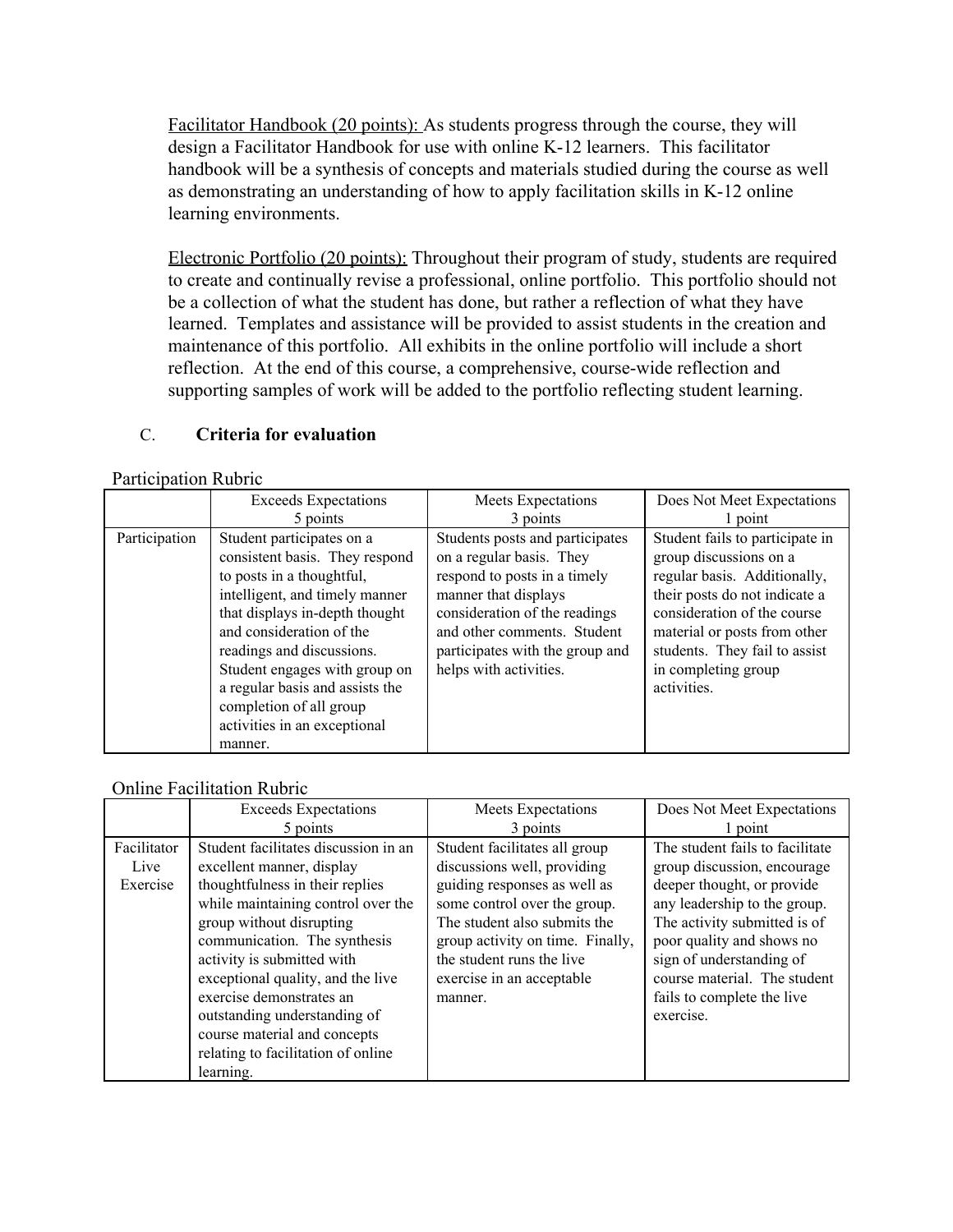Facilitator Handbook (20 points): As students progress through the course, they will design a Facilitator Handbook for use with online K-12 learners. This facilitator handbook will be a synthesis of concepts and materials studied during the course as well as demonstrating an understanding of how to apply facilitation skills in K-12 online learning environments.

Electronic Portfolio (20 points): Throughout their program of study, students are required to create and continually revise a professional, online portfolio. This portfolio should not be a collection of what the student has done, but rather a reflection of what they have learned. Templates and assistance will be provided to assist students in the creation and maintenance of this portfolio. All exhibits in the online portfolio will include a short reflection. At the end of this course, a comprehensive, course-wide reflection and supporting samples of work will be added to the portfolio reflecting student learning.

C. **Criteria for evaluation**

Participation Rubric

| | Exceeds Expectations<br>5 points | Meets Expectations<br>3 points | Does Not Meet Expectations<br>1 point |
|---|---|---|---|
| Participation | Student participates on a consistent basis. They respond to posts in a thoughtful, intelligent, and timely manner that displays in-depth thought and consideration of the readings and discussions. Student engages with group on a regular basis and assists the completion of all group activities in an exceptional manner. | Students posts and participates on a regular basis. They respond to posts in a timely manner that displays consideration of the readings and other comments. Student participates with the group and helps with activities. | Student fails to participate in group discussions on a regular basis. Additionally, their posts do not indicate a consideration of the course material or posts from other students. They fail to assist in completing group activities. |

Online Facilitation Rubric

| | Exceeds Expectations<br>5 points | Meets Expectations<br>3 points | Does Not Meet Expectations<br>1 point |
|---|---|---|---|
| Facilitator Live Exercise | Student facilitates discussion in an excellent manner, display thoughtfulness in their replies while maintaining control over the group without disrupting communication. The synthesis activity is submitted with exceptional quality, and the live exercise demonstrates an outstanding understanding of course material and concepts relating to facilitation of online learning. | Student facilitates all group discussions well, providing guiding responses as well as some control over the group. The student also submits the group activity on time. Finally, the student runs the live exercise in an acceptable manner. | The student fails to facilitate group discussion, encourage deeper thought, or provide any leadership to the group. The activity submitted is of poor quality and shows no sign of understanding of course material. The student fails to complete the live exercise. |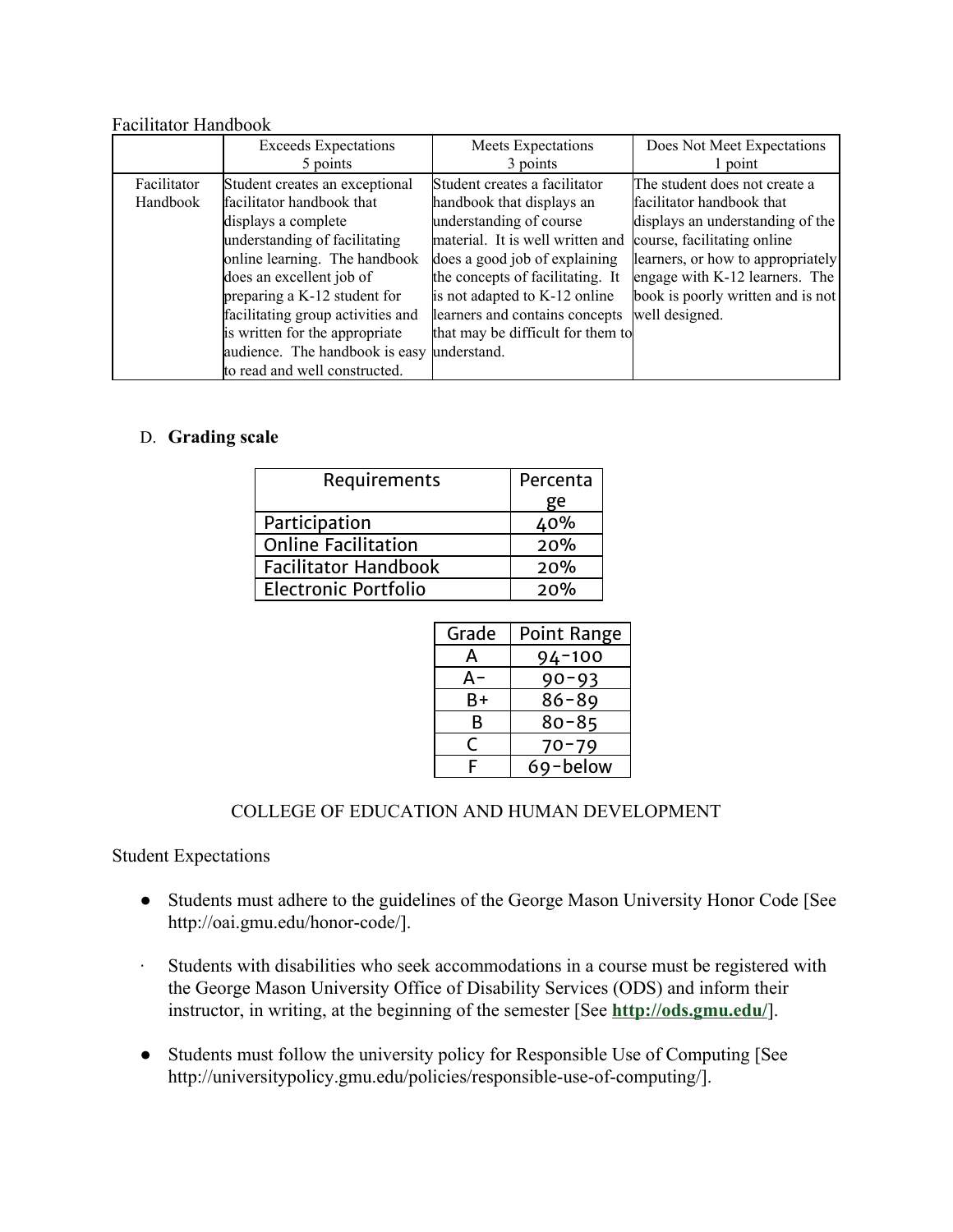Facilitator Handbook

| | Exceeds Expectations 5 points | Meets Expectations 3 points | Does Not Meet Expectations 1 point |
|---|---|---|---|
| Facilitator Handbook | Student creates an exceptional facilitator handbook that displays a complete understanding of facilitating online learning. The handbook does an excellent job of preparing a K-12 student for facilitating group activities and is written for the appropriate audience. The handbook is easy to read and well constructed. | Student creates a facilitator handbook that displays an understanding of course material. It is well written and does a good job of explaining the concepts of facilitating. It is not adapted to K-12 online learners and contains concepts that may be difficult for them to understand. | The student does not create a facilitator handbook that displays an understanding of the course, facilitating online learners, or how to appropriately engage with K-12 learners. The book is poorly written and is not well designed. |

D. **Grading scale**

| Requirements | Percentage |
|---|---|
| Participation | 40% |
| Online Facilitation | 20% |
| Facilitator Handbook | 20% |
| Electronic Portfolio | 20% |

| Grade | Point Range |
|---|---|
| A | 94-100 |
| A- | 90-93 |
| B+ | 86-89 |
| B | 80-85 |
| C | 70-79 |
| F | 69-below |

COLLEGE OF EDUCATION AND HUMAN DEVELOPMENT

Student Expectations

- Students must adhere to the guidelines of the George Mason University Honor Code [See http://oai.gmu.edu/honor-code/].
- Students with disabilities who seek accommodations in a course must be registered with the George Mason University Office of Disability Services (ODS) and inform their instructor, in writing, at the beginning of the semester [See **http://ods.gmu.edu/**].
- Students must follow the university policy for Responsible Use of Computing [See http://universitypolicy.gmu.edu/policies/responsible-use-of-computing/].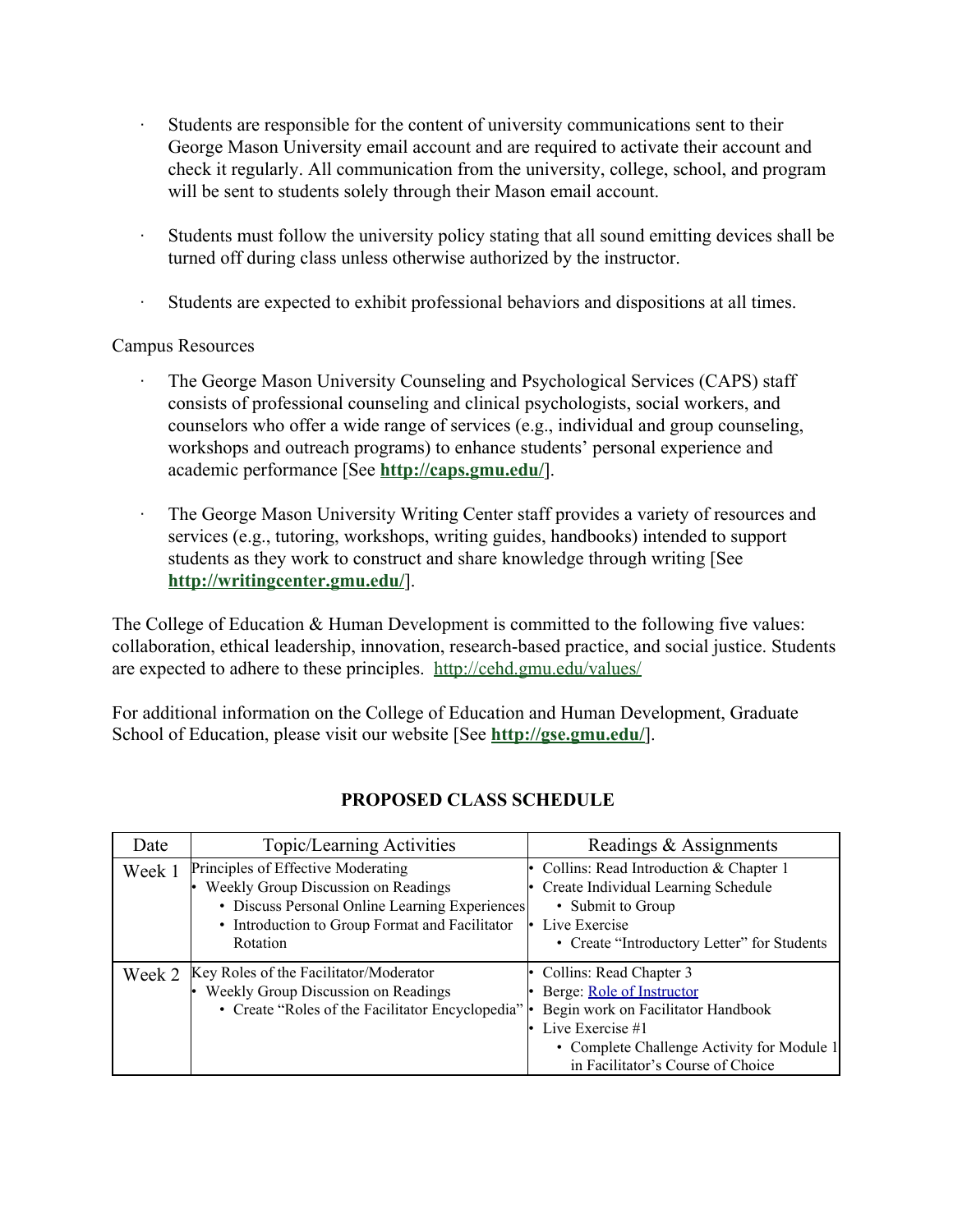- Students are responsible for the content of university communications sent to their George Mason University email account and are required to activate their account and check it regularly. All communication from the university, college, school, and program will be sent to students solely through their Mason email account.

- Students must follow the university policy stating that all sound emitting devices shall be turned off during class unless otherwise authorized by the instructor.

- Students are expected to exhibit professional behaviors and dispositions at all times.

Campus Resources

- The George Mason University Counseling and Psychological Services (CAPS) staff consists of professional counseling and clinical psychologists, social workers, and counselors who offer a wide range of services (e.g., individual and group counseling, workshops and outreach programs) to enhance students' personal experience and academic performance [See **http://caps.gmu.edu/**].

- The George Mason University Writing Center staff provides a variety of resources and services (e.g., tutoring, workshops, writing guides, handbooks) intended to support students as they work to construct and share knowledge through writing [See **http://writingcenter.gmu.edu/**].

The College of Education & Human Development is committed to the following five values: collaboration, ethical leadership, innovation, research-based practice, and social justice. Students are expected to adhere to these principles. http://cehd.gmu.edu/values/

For additional information on the College of Education and Human Development, Graduate School of Education, please visit our website [See **http://gse.gmu.edu/**].

## PROPOSED CLASS SCHEDULE

| Date | Topic/Learning Activities | Readings & Assignments |
| --- | --- | --- |
| Week 1 | Principles of Effective Moderating<br>• Weekly Group Discussion on Readings<br>  • Discuss Personal Online Learning Experiences<br>  • Introduction to Group Format and Facilitator Rotation | • Collins: Read Introduction & Chapter 1<br>• Create Individual Learning Schedule<br>  • Submit to Group<br>• Live Exercise<br>  • Create "Introductory Letter" for Students |
| Week 2 | Key Roles of the Facilitator/Moderator<br>• Weekly Group Discussion on Readings<br>  • Create "Roles of the Facilitator Encyclopedia" | • Collins: Read Chapter 3<br>• Berge: Role of Instructor<br>• Begin work on Facilitator Handbook<br>• Live Exercise #1<br>  • Complete Challenge Activity for Module 1 in Facilitator's Course of Choice |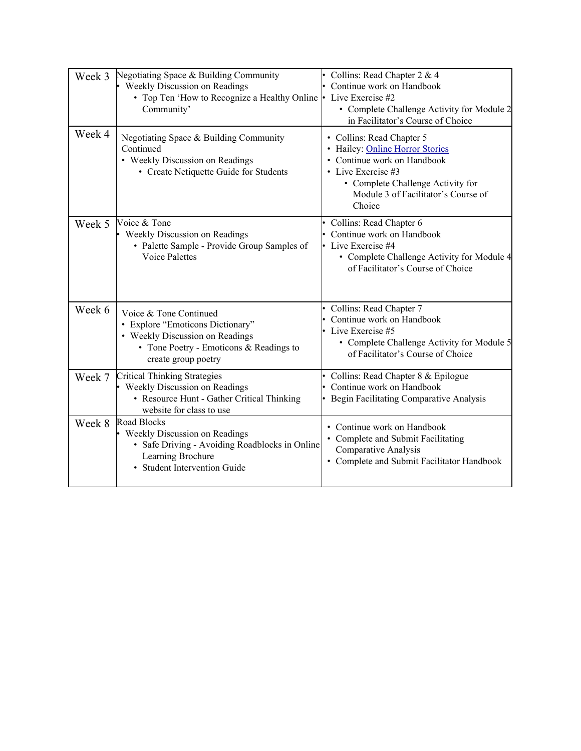| | | |
|---|---|---|
| Week 3 | Negotiating Space & Building Community<br>• Weekly Discussion on Readings<br>  • Top Ten 'How to Recognize a Healthy Online Community' | • Collins: Read Chapter 2 & 4<br>• Continue work on Handbook<br>• Live Exercise #2<br>  • Complete Challenge Activity for Module 2 in Facilitator's Course of Choice |
| Week 4 | Negotiating Space & Building Community Continued<br>• Weekly Discussion on Readings<br>  • Create Netiquette Guide for Students | • Collins: Read Chapter 5<br>• Hailey: Online Horror Stories<br>• Continue work on Handbook<br>• Live Exercise #3<br>  • Complete Challenge Activity for Module 3 of Facilitator's Course of Choice |
| Week 5 | Voice & Tone<br>• Weekly Discussion on Readings<br>  • Palette Sample - Provide Group Samples of Voice Palettes | • Collins: Read Chapter 6<br>• Continue work on Handbook<br>• Live Exercise #4<br>  • Complete Challenge Activity for Module 4 of Facilitator's Course of Choice |
| Week 6 | Voice & Tone Continued<br>• Explore "Emoticons Dictionary"<br>• Weekly Discussion on Readings<br>  • Tone Poetry - Emoticons & Readings to create group poetry | • Collins: Read Chapter 7<br>• Continue work on Handbook<br>• Live Exercise #5<br>  • Complete Challenge Activity for Module 5 of Facilitator's Course of Choice |
| Week 7 | Critical Thinking Strategies<br>• Weekly Discussion on Readings<br>  • Resource Hunt - Gather Critical Thinking website for class to use | • Collins: Read Chapter 8 & Epilogue<br>• Continue work on Handbook<br>• Begin Facilitating Comparative Analysis |
| Week 8 | Road Blocks<br>• Weekly Discussion on Readings<br>  • Safe Driving - Avoiding Roadblocks in Online Learning Brochure<br>  • Student Intervention Guide | • Continue work on Handbook<br>• Complete and Submit Facilitating Comparative Analysis<br>• Complete and Submit Facilitator Handbook |